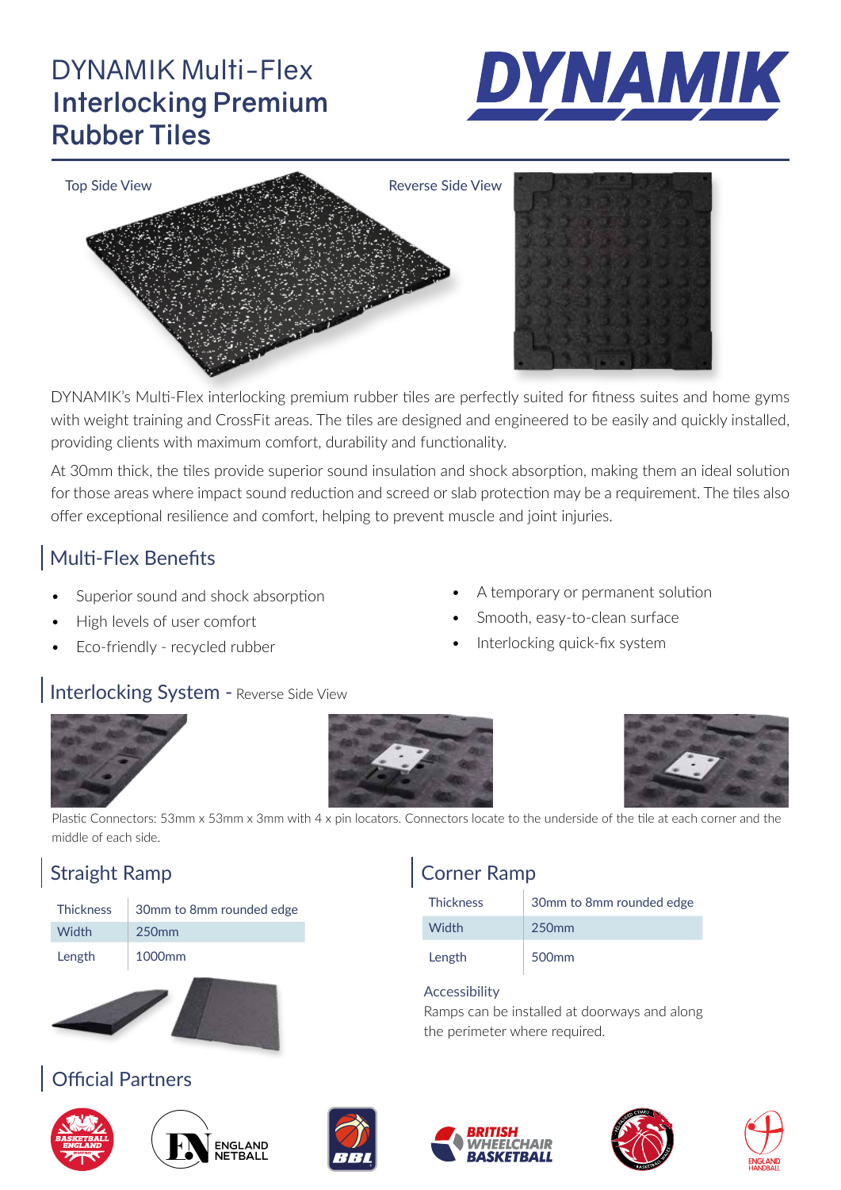# DYNAMIK Multi-Flex Interlocking Premium Rubber Tiles

Top Side View

Reverse Side View

DYNAMIK's Multi-Flex interlocking premium rubber tiles are perfectly suited for fitness suites and home gyms with weight training and CrossFit areas. The tiles are designed and engineered to be easily and quickly installed, providing clients with maximum comfort, durability and functionality.

At 30mm thick, the tiles provide superior sound insulation and shock absorption, making them an ideal solution for those areas where impact sound reduction and screed or slab protection may be a requirement. The tiles also offer exceptional resilience and comfort, helping to prevent muscle and joint injuries.

## Multi-Flex Benefits

- Superior sound and shock absorption
- High levels of user comfort
- Eco-friendly - recycled rubber
- A temporary or permanent solution
- Smooth, easy-to-clean surface
- Interlocking quick-fix system

## Interlocking System - Reverse Side View

Plastic Connectors: 53mm x 53mm x 3mm with 4 x pin locators. Connectors locate to the underside of the tile at each corner and the middle of each side.

## Straight Ramp

| | |
|---|---|
| Thickness | 30mm to 8mm rounded edge |
| Width | 250mm |
| Length | 1000mm |

## Corner Ramp

| | |
|---|---|
| Thickness | 30mm to 8mm rounded edge |
| Width | 250mm |
| Length | 500mm |

Accessibility

Ramps can be installed at doorways and along the perimeter where required.

## Official Partners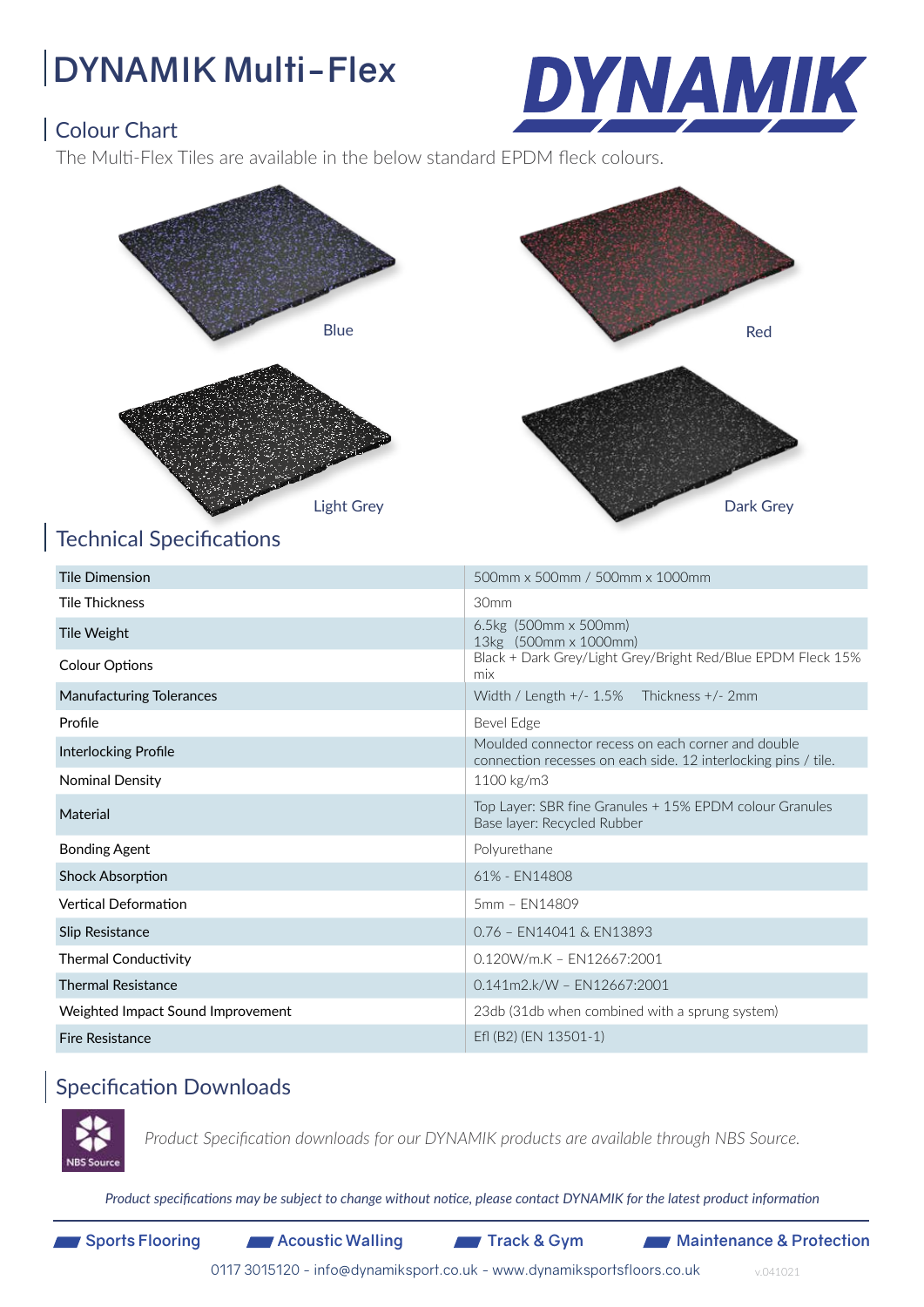# DYNAMIK Multi-Flex

DYNAMIK

## Colour Chart

The Multi-Flex Tiles are available in the below standard EPDM fleck colours.

Blue

Red

Light Grey

Dark Grey

## Technical Specifications

| | |
|---|---|
| Tile Dimension | 500mm x 500mm / 500mm x 1000mm |
| Tile Thickness | 30mm |
| Tile Weight | 6.5kg (500mm x 500mm)<br>13kg (500mm x 1000mm) |
| Colour Options | Black + Dark Grey/Light Grey/Bright Red/Blue EPDM Fleck 15% mix |
| Manufacturing Tolerances | Width / Length +/- 1.5% Thickness +/- 2mm |
| Profile | Bevel Edge |
| Interlocking Profile | Moulded connector recess on each corner and double connection recesses on each side. 12 interlocking pins / tile. |
| Nominal Density | 1100 kg/m3 |
| Material | Top Layer: SBR fine Granules + 15% EPDM colour Granules<br>Base layer: Recycled Rubber |
| Bonding Agent | Polyurethane |
| Shock Absorption | 61% - EN14808 |
| Vertical Deformation | 5mm – EN14809 |
| Slip Resistance | 0.76 – EN14041 & EN13893 |
| Thermal Conductivity | 0.120W/m.K – EN12667:2001 |
| Thermal Resistance | 0.141m2.k/W – EN12667:2001 |
| Weighted Impact Sound Improvement | 23db (31db when combined with a sprung system) |
| Fire Resistance | Efl (B2) (EN 13501-1) |

## Specification Downloads

NBS Source

*Product Specification downloads for our DYNAMIK products are available through NBS Source.*

*Product specifications may be subject to change without notice, please contact DYNAMIK for the latest product information*

Sports Flooring | Acoustic Walling | Track & Gym | Maintenance & Protection

0117 3015120 - info@dynamiksport.co.uk - www.dynamiksportsfloors.co.uk

v.041021